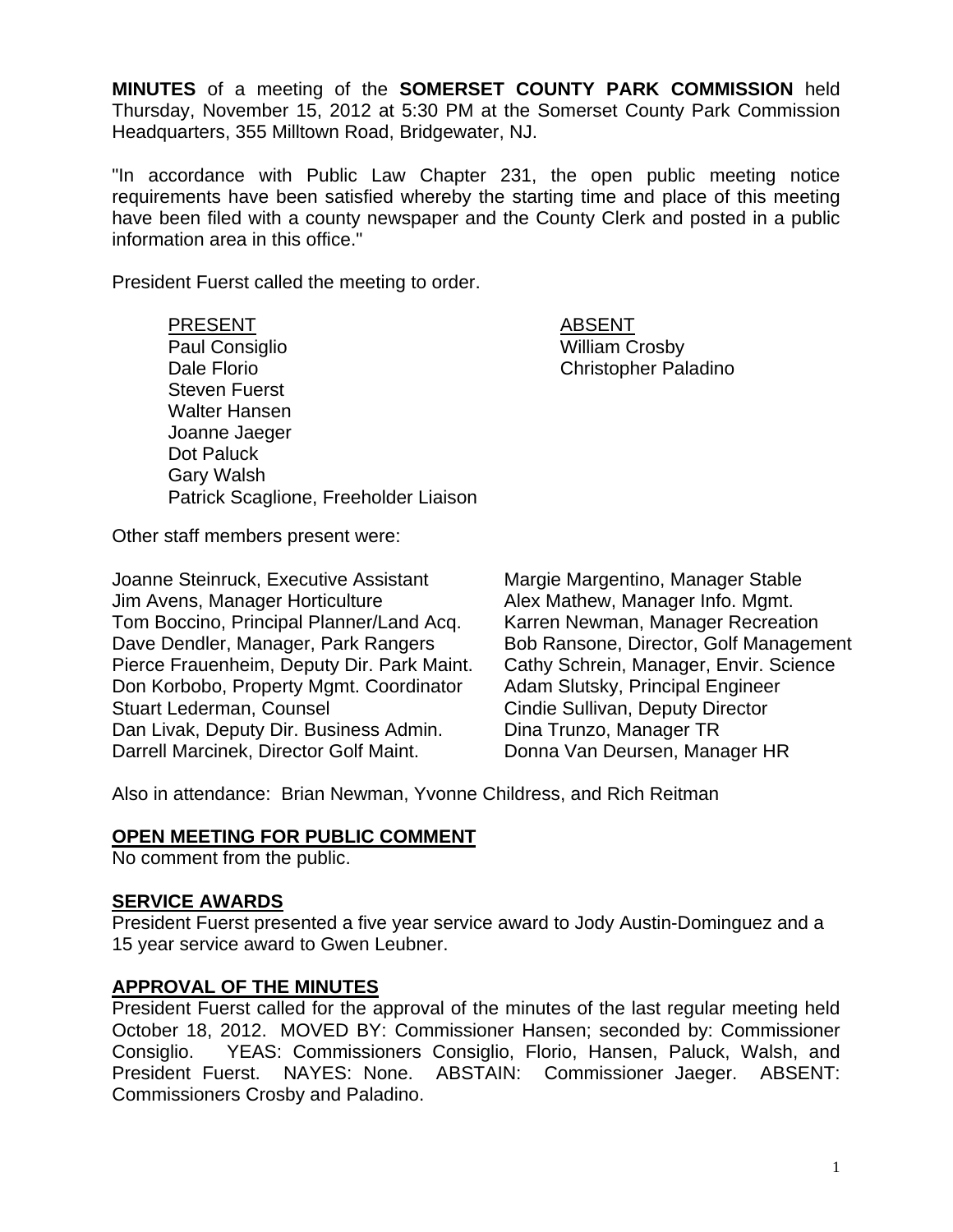**MINUTES** of a meeting of the **SOMERSET COUNTY PARK COMMISSION** held Thursday, November 15, 2012 at 5:30 PM at the Somerset County Park Commission Headquarters, 355 Milltown Road, Bridgewater, NJ.

"In accordance with Public Law Chapter 231, the open public meeting notice requirements have been satisfied whereby the starting time and place of this meeting have been filed with a county newspaper and the County Clerk and posted in a public information area in this office."

President Fuerst called the meeting to order.

| PRESENT | ABSENT |
|---|---|
| Paul Consiglio | William Crosby |
| Dale Florio | Christopher Paladino |
| Steven Fuerst | |
| Walter Hansen | |
| Joanne Jaeger | |
| Dot Paluck | |
| Gary Walsh | |
| Patrick Scaglione, Freeholder Liaison | |

Other staff members present were:

| | |
|---|---|
| Joanne Steinruck, Executive Assistant | Margie Margentino, Manager Stable |
| Jim Avens, Manager Horticulture | Alex Mathew, Manager Info. Mgmt. |
| Tom Boccino, Principal Planner/Land Acq. | Karren Newman, Manager Recreation |
| Dave Dendler, Manager, Park Rangers | Bob Ransone, Director, Golf Management |
| Pierce Frauenheim, Deputy Dir. Park Maint. | Cathy Schrein, Manager, Envir. Science |
| Don Korbobo, Property Mgmt. Coordinator | Adam Slutsky, Principal Engineer |
| Stuart Lederman, Counsel | Cindie Sullivan, Deputy Director |
| Dan Livak, Deputy Dir. Business Admin. | Dina Trunzo, Manager TR |
| Darrell Marcinek, Director Golf Maint. | Donna Van Deursen, Manager HR |

Also in attendance: Brian Newman, Yvonne Childress, and Rich Reitman

## OPEN MEETING FOR PUBLIC COMMENT

No comment from the public.

## SERVICE AWARDS

President Fuerst presented a five year service award to Jody Austin-Dominguez and a 15 year service award to Gwen Leubner.

## APPROVAL OF THE MINUTES

President Fuerst called for the approval of the minutes of the last regular meeting held October 18, 2012. MOVED BY: Commissioner Hansen; seconded by: Commissioner Consiglio. YEAS: Commissioners Consiglio, Florio, Hansen, Paluck, Walsh, and President Fuerst. NAYES: None. ABSTAIN: Commissioner Jaeger. ABSENT: Commissioners Crosby and Paladino.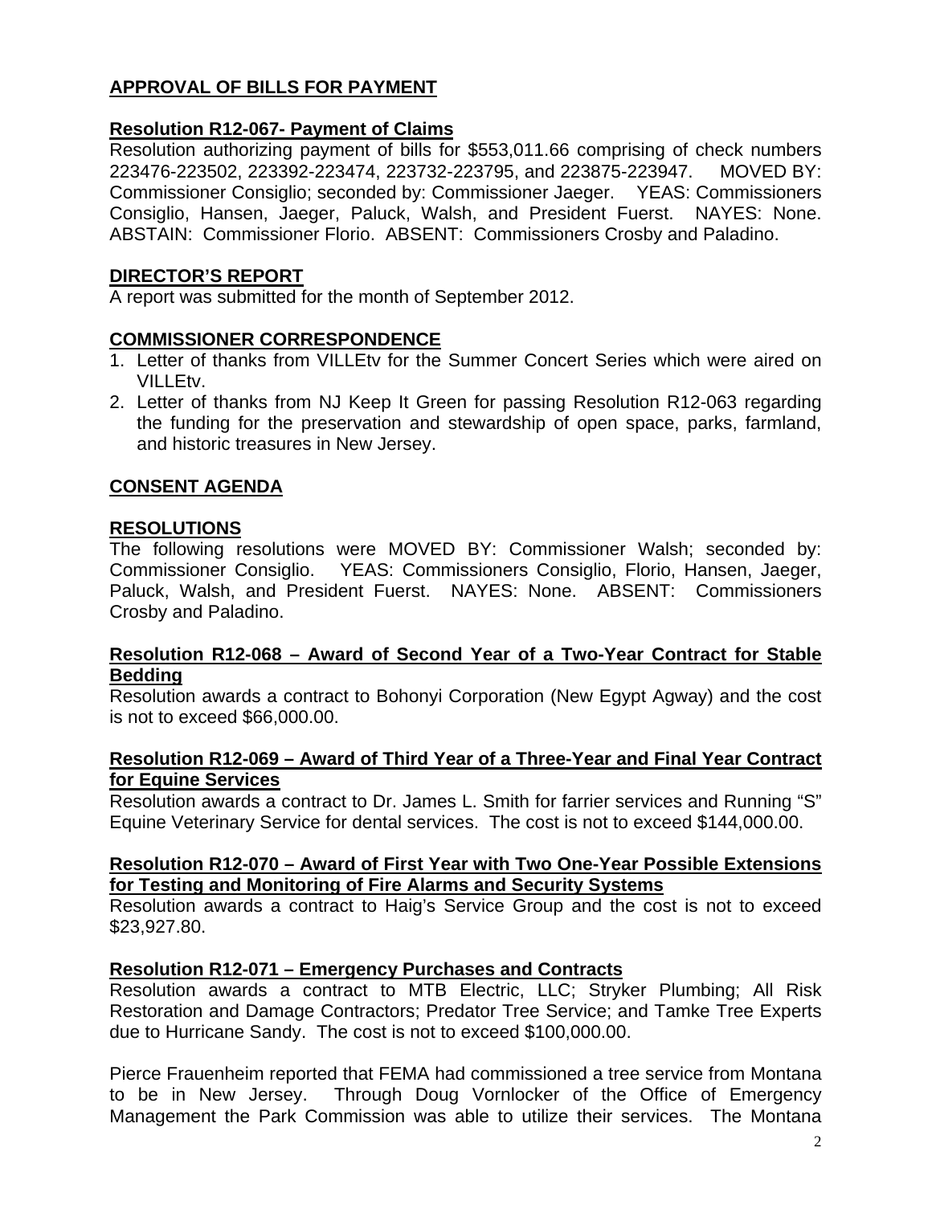## APPROVAL OF BILLS FOR PAYMENT

### Resolution R12-067- Payment of Claims

Resolution authorizing payment of bills for $553,011.66 comprising of check numbers 223476-223502, 223392-223474, 223732-223795, and 223875-223947. MOVED BY: Commissioner Consiglio; seconded by: Commissioner Jaeger. YEAS: Commissioners Consiglio, Hansen, Jaeger, Paluck, Walsh, and President Fuerst. NAYES: None. ABSTAIN: Commissioner Florio. ABSENT: Commissioners Crosby and Paladino.

## DIRECTOR'S REPORT

A report was submitted for the month of September 2012.

## COMMISSIONER CORRESPONDENCE

1. Letter of thanks from VILLEtv for the Summer Concert Series which were aired on VILLEtv.
2. Letter of thanks from NJ Keep It Green for passing Resolution R12-063 regarding the funding for the preservation and stewardship of open space, parks, farmland, and historic treasures in New Jersey.

## CONSENT AGENDA

## RESOLUTIONS

The following resolutions were MOVED BY: Commissioner Walsh; seconded by: Commissioner Consiglio. YEAS: Commissioners Consiglio, Florio, Hansen, Jaeger, Paluck, Walsh, and President Fuerst. NAYES: None. ABSENT: Commissioners Crosby and Paladino.

### Resolution R12-068 – Award of Second Year of a Two-Year Contract for Stable Bedding

Resolution awards a contract to Bohonyi Corporation (New Egypt Agway) and the cost is not to exceed $66,000.00.

### Resolution R12-069 – Award of Third Year of a Three-Year and Final Year Contract for Equine Services

Resolution awards a contract to Dr. James L. Smith for farrier services and Running "S" Equine Veterinary Service for dental services. The cost is not to exceed $144,000.00.

### Resolution R12-070 – Award of First Year with Two One-Year Possible Extensions for Testing and Monitoring of Fire Alarms and Security Systems

Resolution awards a contract to Haig's Service Group and the cost is not to exceed $23,927.80.

### Resolution R12-071 – Emergency Purchases and Contracts

Resolution awards a contract to MTB Electric, LLC; Stryker Plumbing; All Risk Restoration and Damage Contractors; Predator Tree Service; and Tamke Tree Experts due to Hurricane Sandy. The cost is not to exceed $100,000.00.

Pierce Frauenheim reported that FEMA had commissioned a tree service from Montana to be in New Jersey. Through Doug Vornlocker of the Office of Emergency Management the Park Commission was able to utilize their services. The Montana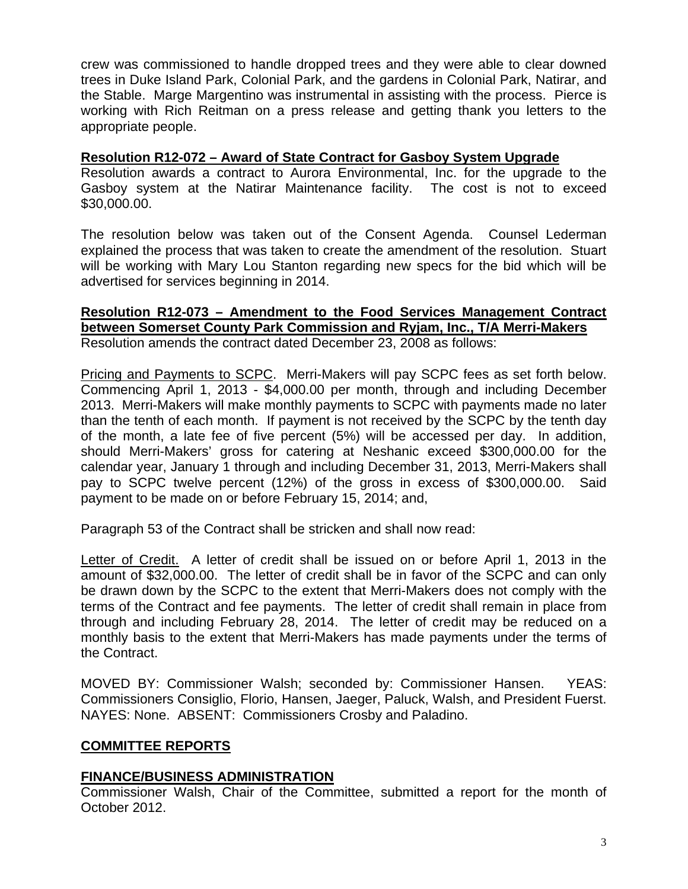crew was commissioned to handle dropped trees and they were able to clear downed trees in Duke Island Park, Colonial Park, and the gardens in Colonial Park, Natirar, and the Stable. Marge Margentino was instrumental in assisting with the process. Pierce is working with Rich Reitman on a press release and getting thank you letters to the appropriate people.

**Resolution R12-072 – Award of State Contract for Gasboy System Upgrade**
Resolution awards a contract to Aurora Environmental, Inc. for the upgrade to the Gasboy system at the Natirar Maintenance facility. The cost is not to exceed $30,000.00.

The resolution below was taken out of the Consent Agenda. Counsel Lederman explained the process that was taken to create the amendment of the resolution. Stuart will be working with Mary Lou Stanton regarding new specs for the bid which will be advertised for services beginning in 2014.

**Resolution R12-073 – Amendment to the Food Services Management Contract between Somerset County Park Commission and Ryjam, Inc., T/A Merri-Makers**
Resolution amends the contract dated December 23, 2008 as follows:

Pricing and Payments to SCPC. Merri-Makers will pay SCPC fees as set forth below. Commencing April 1, 2013 - $4,000.00 per month, through and including December 2013. Merri-Makers will make monthly payments to SCPC with payments made no later than the tenth of each month. If payment is not received by the SCPC by the tenth day of the month, a late fee of five percent (5%) will be accessed per day. In addition, should Merri-Makers' gross for catering at Neshanic exceed $300,000.00 for the calendar year, January 1 through and including December 31, 2013, Merri-Makers shall pay to SCPC twelve percent (12%) of the gross in excess of $300,000.00. Said payment to be made on or before February 15, 2014; and,

Paragraph 53 of the Contract shall be stricken and shall now read:

Letter of Credit. A letter of credit shall be issued on or before April 1, 2013 in the amount of $32,000.00. The letter of credit shall be in favor of the SCPC and can only be drawn down by the SCPC to the extent that Merri-Makers does not comply with the terms of the Contract and fee payments. The letter of credit shall remain in place from through and including February 28, 2014. The letter of credit may be reduced on a monthly basis to the extent that Merri-Makers has made payments under the terms of the Contract.

MOVED BY: Commissioner Walsh; seconded by: Commissioner Hansen. YEAS: Commissioners Consiglio, Florio, Hansen, Jaeger, Paluck, Walsh, and President Fuerst. NAYES: None. ABSENT: Commissioners Crosby and Paladino.

## COMMITTEE REPORTS

## FINANCE/BUSINESS ADMINISTRATION

Commissioner Walsh, Chair of the Committee, submitted a report for the month of October 2012.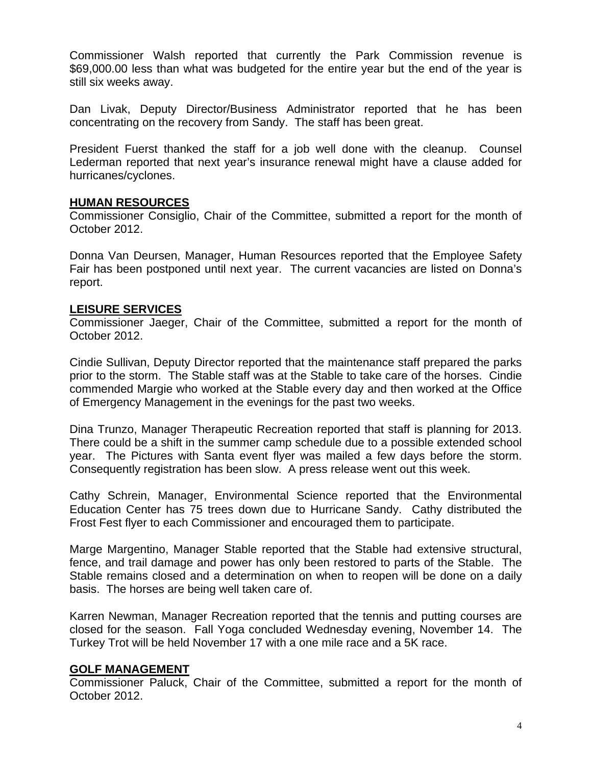Commissioner Walsh reported that currently the Park Commission revenue is $69,000.00 less than what was budgeted for the entire year but the end of the year is still six weeks away.

Dan Livak, Deputy Director/Business Administrator reported that he has been concentrating on the recovery from Sandy. The staff has been great.

President Fuerst thanked the staff for a job well done with the cleanup. Counsel Lederman reported that next year's insurance renewal might have a clause added for hurricanes/cyclones.

## **HUMAN RESOURCES**

Commissioner Consiglio, Chair of the Committee, submitted a report for the month of October 2012.

Donna Van Deursen, Manager, Human Resources reported that the Employee Safety Fair has been postponed until next year. The current vacancies are listed on Donna's report.

## **LEISURE SERVICES**

Commissioner Jaeger, Chair of the Committee, submitted a report for the month of October 2012.

Cindie Sullivan, Deputy Director reported that the maintenance staff prepared the parks prior to the storm. The Stable staff was at the Stable to take care of the horses. Cindie commended Margie who worked at the Stable every day and then worked at the Office of Emergency Management in the evenings for the past two weeks.

Dina Trunzo, Manager Therapeutic Recreation reported that staff is planning for 2013. There could be a shift in the summer camp schedule due to a possible extended school year. The Pictures with Santa event flyer was mailed a few days before the storm. Consequently registration has been slow. A press release went out this week.

Cathy Schrein, Manager, Environmental Science reported that the Environmental Education Center has 75 trees down due to Hurricane Sandy. Cathy distributed the Frost Fest flyer to each Commissioner and encouraged them to participate.

Marge Margentino, Manager Stable reported that the Stable had extensive structural, fence, and trail damage and power has only been restored to parts of the Stable. The Stable remains closed and a determination on when to reopen will be done on a daily basis. The horses are being well taken care of.

Karren Newman, Manager Recreation reported that the tennis and putting courses are closed for the season. Fall Yoga concluded Wednesday evening, November 14. The Turkey Trot will be held November 17 with a one mile race and a 5K race.

## **GOLF MANAGEMENT**

Commissioner Paluck, Chair of the Committee, submitted a report for the month of October 2012.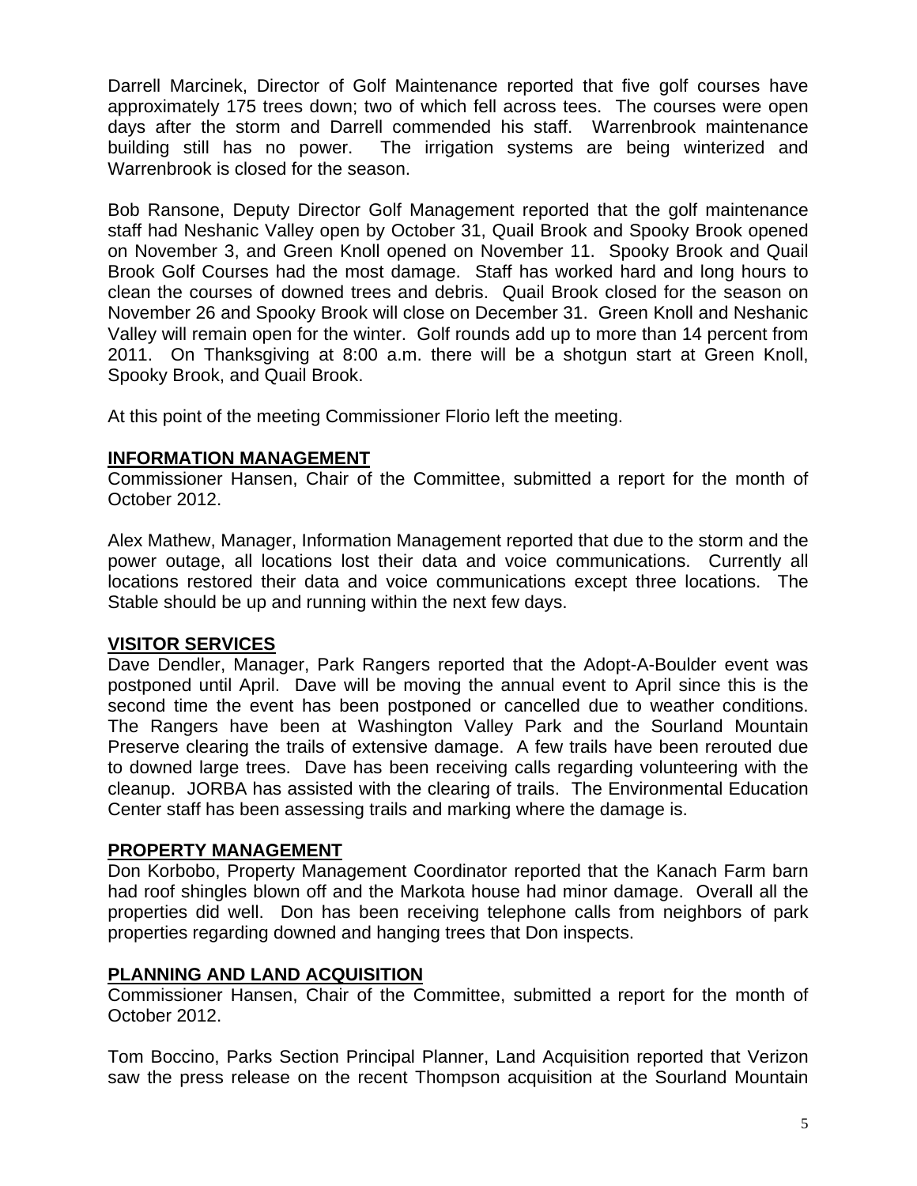Darrell Marcinek, Director of Golf Maintenance reported that five golf courses have approximately 175 trees down; two of which fell across tees. The courses were open days after the storm and Darrell commended his staff. Warrenbrook maintenance building still has no power. The irrigation systems are being winterized and Warrenbrook is closed for the season.

Bob Ransone, Deputy Director Golf Management reported that the golf maintenance staff had Neshanic Valley open by October 31, Quail Brook and Spooky Brook opened on November 3, and Green Knoll opened on November 11. Spooky Brook and Quail Brook Golf Courses had the most damage. Staff has worked hard and long hours to clean the courses of downed trees and debris. Quail Brook closed for the season on November 26 and Spooky Brook will close on December 31. Green Knoll and Neshanic Valley will remain open for the winter. Golf rounds add up to more than 14 percent from 2011. On Thanksgiving at 8:00 a.m. there will be a shotgun start at Green Knoll, Spooky Brook, and Quail Brook.

At this point of the meeting Commissioner Florio left the meeting.

## INFORMATION MANAGEMENT

Commissioner Hansen, Chair of the Committee, submitted a report for the month of October 2012.

Alex Mathew, Manager, Information Management reported that due to the storm and the power outage, all locations lost their data and voice communications. Currently all locations restored their data and voice communications except three locations. The Stable should be up and running within the next few days.

## VISITOR SERVICES

Dave Dendler, Manager, Park Rangers reported that the Adopt-A-Boulder event was postponed until April. Dave will be moving the annual event to April since this is the second time the event has been postponed or cancelled due to weather conditions. The Rangers have been at Washington Valley Park and the Sourland Mountain Preserve clearing the trails of extensive damage. A few trails have been rerouted due to downed large trees. Dave has been receiving calls regarding volunteering with the cleanup. JORBA has assisted with the clearing of trails. The Environmental Education Center staff has been assessing trails and marking where the damage is.

## PROPERTY MANAGEMENT

Don Korbobo, Property Management Coordinator reported that the Kanach Farm barn had roof shingles blown off and the Markota house had minor damage. Overall all the properties did well. Don has been receiving telephone calls from neighbors of park properties regarding downed and hanging trees that Don inspects.

## PLANNING AND LAND ACQUISITION

Commissioner Hansen, Chair of the Committee, submitted a report for the month of October 2012.

Tom Boccino, Parks Section Principal Planner, Land Acquisition reported that Verizon saw the press release on the recent Thompson acquisition at the Sourland Mountain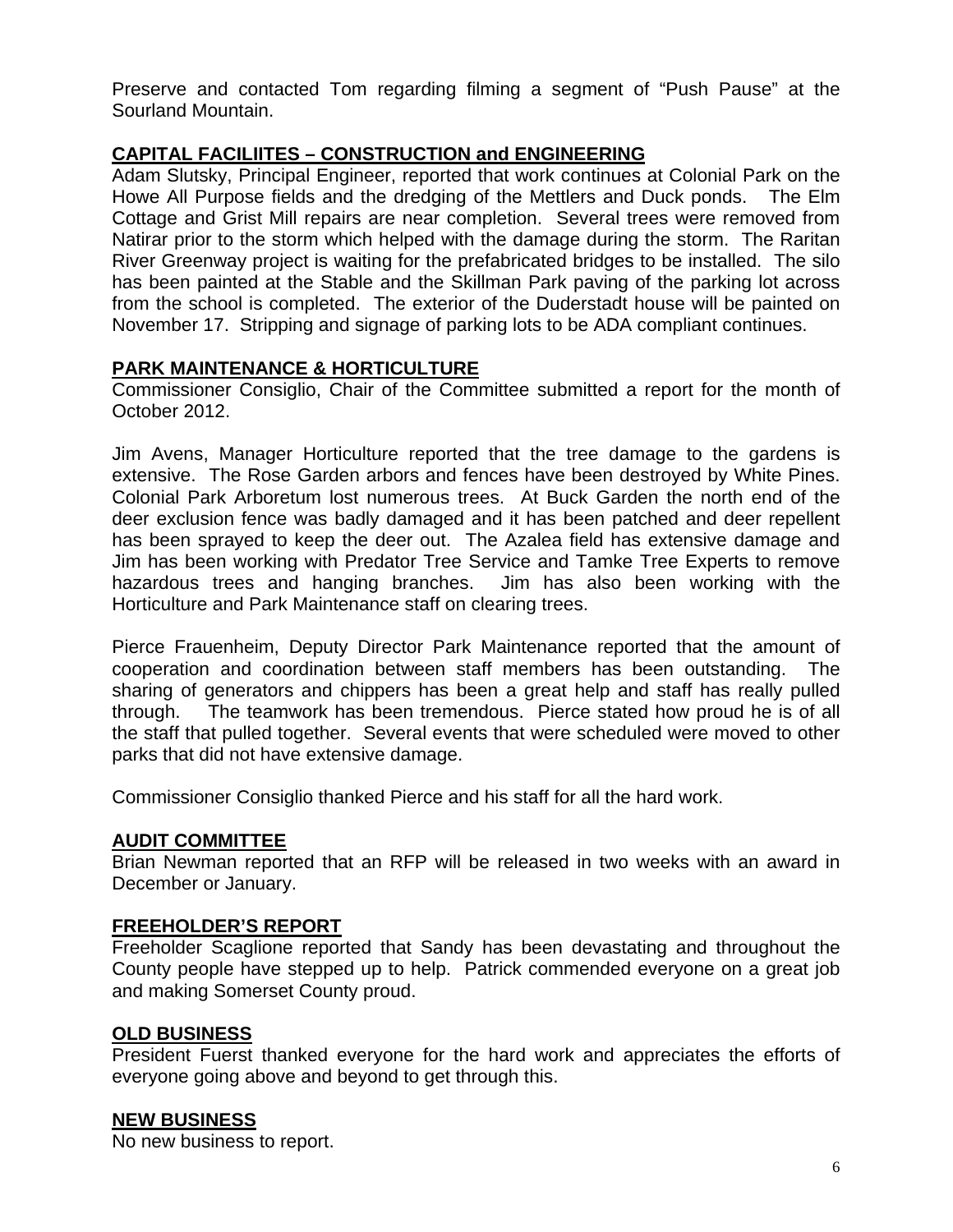Preserve and contacted Tom regarding filming a segment of "Push Pause" at the Sourland Mountain.

**CAPITAL FACILIITES – CONSTRUCTION and ENGINEERING**

Adam Slutsky, Principal Engineer, reported that work continues at Colonial Park on the Howe All Purpose fields and the dredging of the Mettlers and Duck ponds. The Elm Cottage and Grist Mill repairs are near completion. Several trees were removed from Natirar prior to the storm which helped with the damage during the storm. The Raritan River Greenway project is waiting for the prefabricated bridges to be installed. The silo has been painted at the Stable and the Skillman Park paving of the parking lot across from the school is completed. The exterior of the Duderstadt house will be painted on November 17. Stripping and signage of parking lots to be ADA compliant continues.

**PARK MAINTENANCE & HORTICULTURE**

Commissioner Consiglio, Chair of the Committee submitted a report for the month of October 2012.

Jim Avens, Manager Horticulture reported that the tree damage to the gardens is extensive. The Rose Garden arbors and fences have been destroyed by White Pines. Colonial Park Arboretum lost numerous trees. At Buck Garden the north end of the deer exclusion fence was badly damaged and it has been patched and deer repellent has been sprayed to keep the deer out. The Azalea field has extensive damage and Jim has been working with Predator Tree Service and Tamke Tree Experts to remove hazardous trees and hanging branches. Jim has also been working with the Horticulture and Park Maintenance staff on clearing trees.

Pierce Frauenheim, Deputy Director Park Maintenance reported that the amount of cooperation and coordination between staff members has been outstanding. The sharing of generators and chippers has been a great help and staff has really pulled through. The teamwork has been tremendous. Pierce stated how proud he is of all the staff that pulled together. Several events that were scheduled were moved to other parks that did not have extensive damage.

Commissioner Consiglio thanked Pierce and his staff for all the hard work.

**AUDIT COMMITTEE**

Brian Newman reported that an RFP will be released in two weeks with an award in December or January.

**FREEHOLDER'S REPORT**

Freeholder Scaglione reported that Sandy has been devastating and throughout the County people have stepped up to help. Patrick commended everyone on a great job and making Somerset County proud.

**OLD BUSINESS**

President Fuerst thanked everyone for the hard work and appreciates the efforts of everyone going above and beyond to get through this.

**NEW BUSINESS**

No new business to report.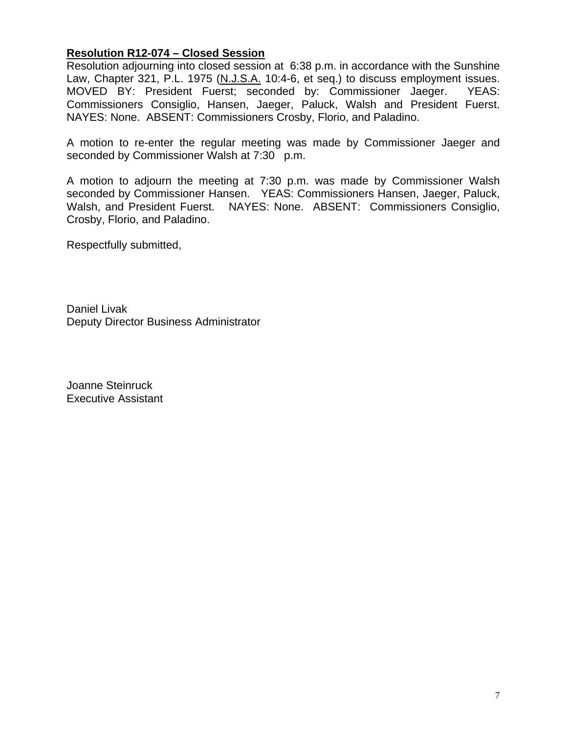**<u>Resolution R12-074 – Closed Session</u>**

Resolution adjourning into closed session at 6:38 p.m. in accordance with the Sunshine Law, Chapter 321, P.L. 1975 (<u>N.J.S.A.</u> 10:4-6, et seq.) to discuss employment issues. MOVED BY: President Fuerst; seconded by: Commissioner Jaeger. YEAS: Commissioners Consiglio, Hansen, Jaeger, Paluck, Walsh and President Fuerst. NAYES: None. ABSENT: Commissioners Crosby, Florio, and Paladino.

A motion to re-enter the regular meeting was made by Commissioner Jaeger and seconded by Commissioner Walsh at 7:30 p.m.

A motion to adjourn the meeting at 7:30 p.m. was made by Commissioner Walsh seconded by Commissioner Hansen. YEAS: Commissioners Hansen, Jaeger, Paluck, Walsh, and President Fuerst. NAYES: None. ABSENT: Commissioners Consiglio, Crosby, Florio, and Paladino.

Respectfully submitted,

Daniel Livak
Deputy Director Business Administrator

Joanne Steinruck
Executive Assistant